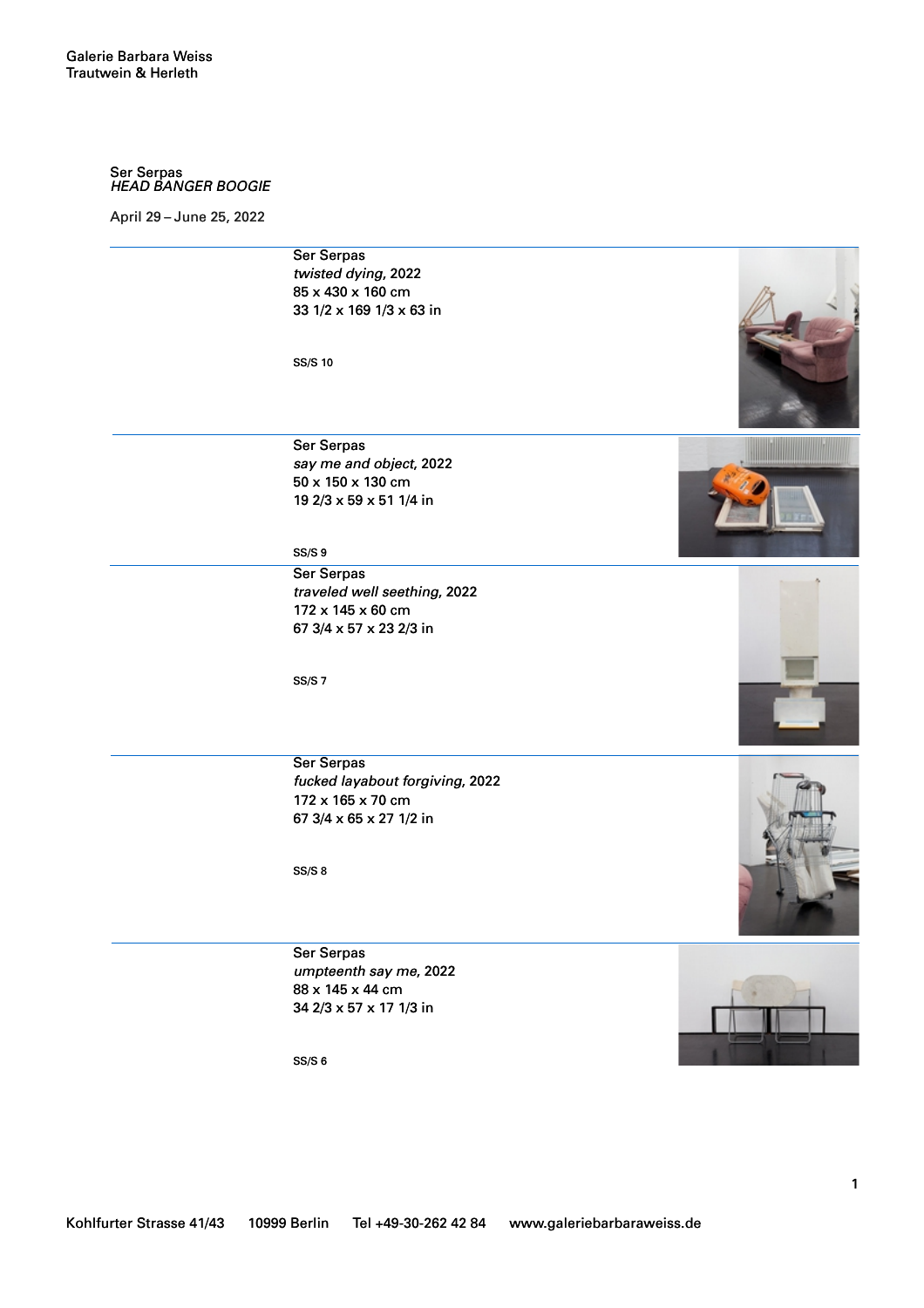Galerie Barbara Weiss
Trautwein & Herleth

Ser Serpas
*HEAD BANGER BOOGIE*

April 29 – June 25, 2022

---

Ser Serpas
*twisted dying*, 2022
85 x 430 x 160 cm
33 1/2 x 169 1/3 x 63 in

SS/S 10

---

Ser Serpas
*say me and object*, 2022
50 x 150 x 130 cm
19 2/3 x 59 x 51 1/4 in

SS/S 9

---

Ser Serpas
*traveled well seething*, 2022
172 x 145 x 60 cm
67 3/4 x 57 x 23 2/3 in

SS/S 7

---

Ser Serpas
*fucked layabout forgiving*, 2022
172 x 165 x 70 cm
67 3/4 x 65 x 27 1/2 in

SS/S 8

---

Ser Serpas
*umpteenth say me*, 2022
88 x 145 x 44 cm
34 2/3 x 57 x 17 1/3 in

SS/S 6

Kohlfurter Strasse 41/43 10999 Berlin Tel +49-30-262 42 84 www.galeriebarbaraweiss.de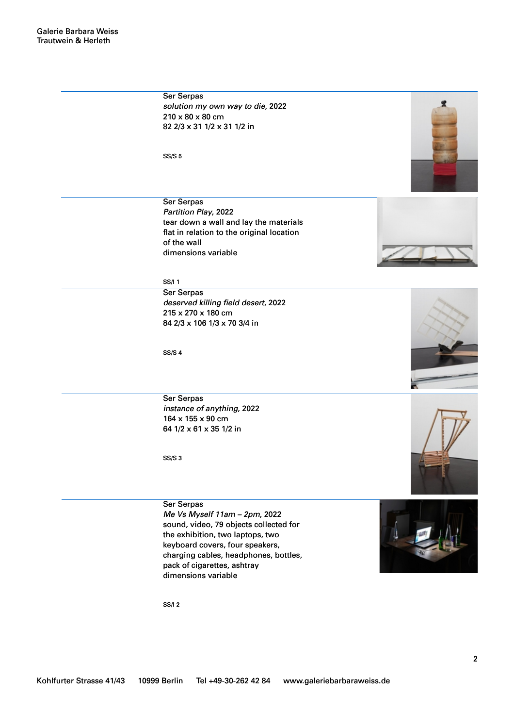Ser Serpas
*solution my own way to die*, 2022
210 x 80 x 80 cm
82 2/3 x 31 1/2 x 31 1/2 in

SS/S 5

---

Ser Serpas
*Partition Play*, 2022
tear down a wall and lay the materials flat in relation to the original location of the wall
dimensions variable

SS/I 1

---

Ser Serpas
*deserved killing field desert*, 2022
215 x 270 x 180 cm
84 2/3 x 106 1/3 x 70 3/4 in

SS/S 4

---

Ser Serpas
*instance of anything*, 2022
164 x 155 x 90 cm
64 1/2 x 61 x 35 1/2 in

SS/S 3

---

Ser Serpas
*Me Vs Myself 11am – 2pm*, 2022
sound, video, 79 objects collected for the exhibition, two laptops, two keyboard covers, four speakers, charging cables, headphones, bottles, pack of cigarettes, ashtray
dimensions variable

SS/I 2